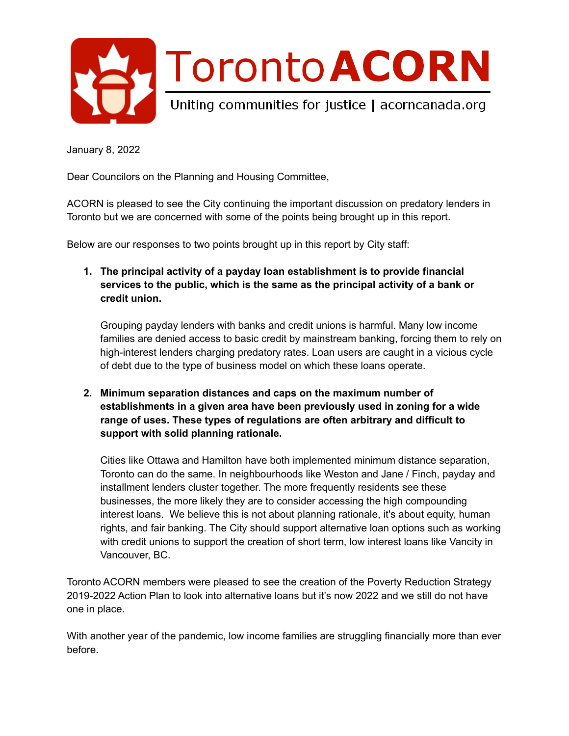# Toronto ACORN

Uniting communities for justice | acorncanada.org

January 8, 2022

Dear Councilors on the Planning and Housing Committee,

ACORN is pleased to see the City continuing the important discussion on predatory lenders in Toronto but we are concerned with some of the points being brought up in this report.

Below are our responses to two points brought up in this report by City staff:

1. **The principal activity of a payday loan establishment is to provide financial services to the public, which is the same as the principal activity of a bank or credit union.**

   Grouping payday lenders with banks and credit unions is harmful. Many low income families are denied access to basic credit by mainstream banking, forcing them to rely on high-interest lenders charging predatory rates. Loan users are caught in a vicious cycle of debt due to the type of business model on which these loans operate.

2. **Minimum separation distances and caps on the maximum number of establishments in a given area have been previously used in zoning for a wide range of uses. These types of regulations are often arbitrary and difficult to support with solid planning rationale.**

   Cities like Ottawa and Hamilton have both implemented minimum distance separation, Toronto can do the same. In neighbourhoods like Weston and Jane / Finch, payday and installment lenders cluster together. The more frequently residents see these businesses, the more likely they are to consider accessing the high compounding interest loans. We believe this is not about planning rationale, it's about equity, human rights, and fair banking. The City should support alternative loan options such as working with credit unions to support the creation of short term, low interest loans like Vancity in Vancouver, BC.

Toronto ACORN members were pleased to see the creation of the Poverty Reduction Strategy 2019-2022 Action Plan to look into alternative loans but it's now 2022 and we still do not have one in place.

With another year of the pandemic, low income families are struggling financially more than ever before.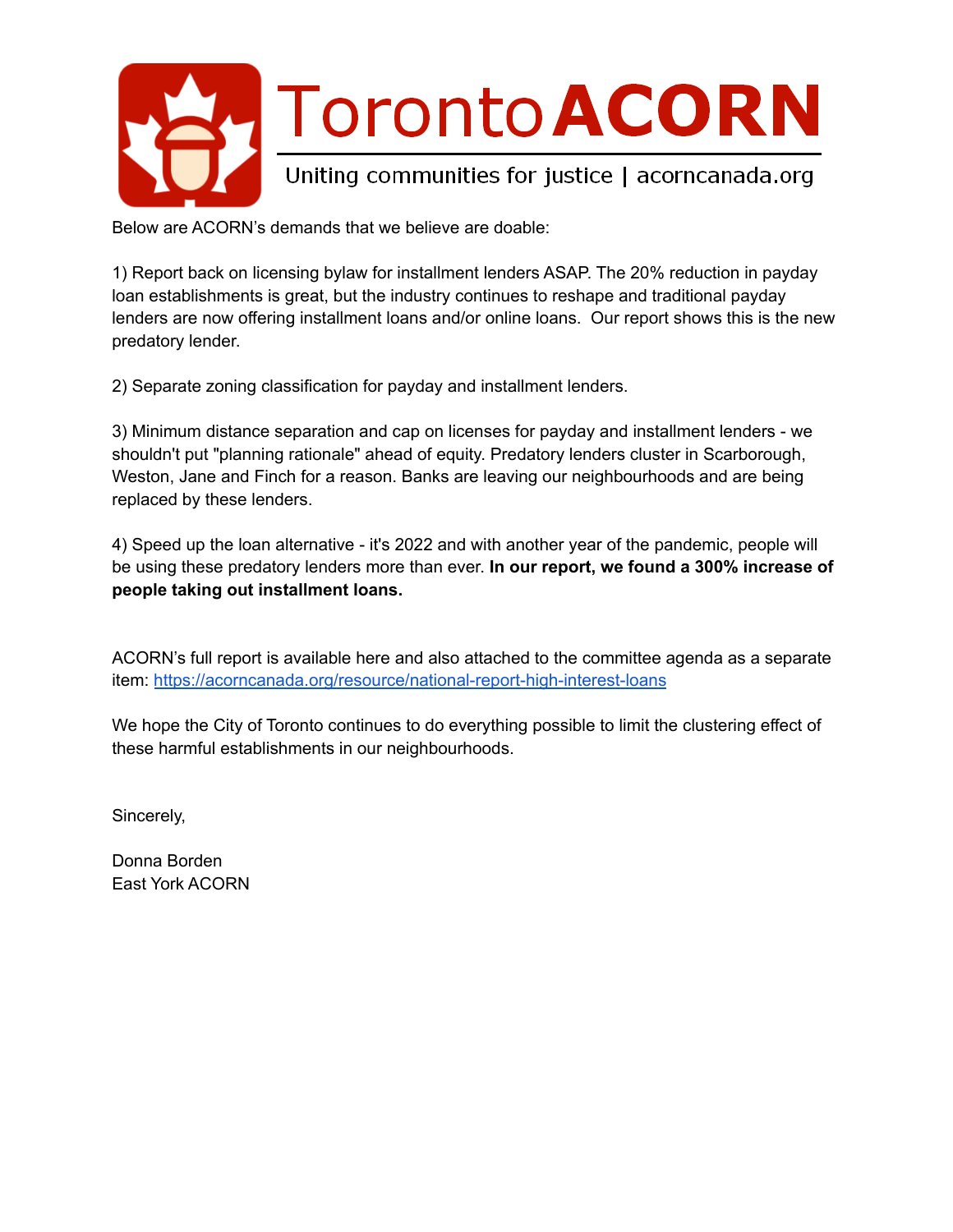# Toronto ACORN

Uniting communities for justice | acorncanada.org

Below are ACORN's demands that we believe are doable:

1) Report back on licensing bylaw for installment lenders ASAP. The 20% reduction in payday loan establishments is great, but the industry continues to reshape and traditional payday lenders are now offering installment loans and/or online loans. Our report shows this is the new predatory lender.

2) Separate zoning classification for payday and installment lenders.

3) Minimum distance separation and cap on licenses for payday and installment lenders - we shouldn't put "planning rationale" ahead of equity. Predatory lenders cluster in Scarborough, Weston, Jane and Finch for a reason. Banks are leaving our neighbourhoods and are being replaced by these lenders.

4) Speed up the loan alternative - it's 2022 and with another year of the pandemic, people will be using these predatory lenders more than ever. **In our report, we found a 300% increase of people taking out installment loans.**

ACORN's full report is available here and also attached to the committee agenda as a separate item: [https://acorncanada.org/resource/national-report-high-interest-loans](https://acorncanada.org/resource/national-report-high-interest-loans)

We hope the City of Toronto continues to do everything possible to limit the clustering effect of these harmful establishments in our neighbourhoods.

Sincerely,

Donna Borden
East York ACORN